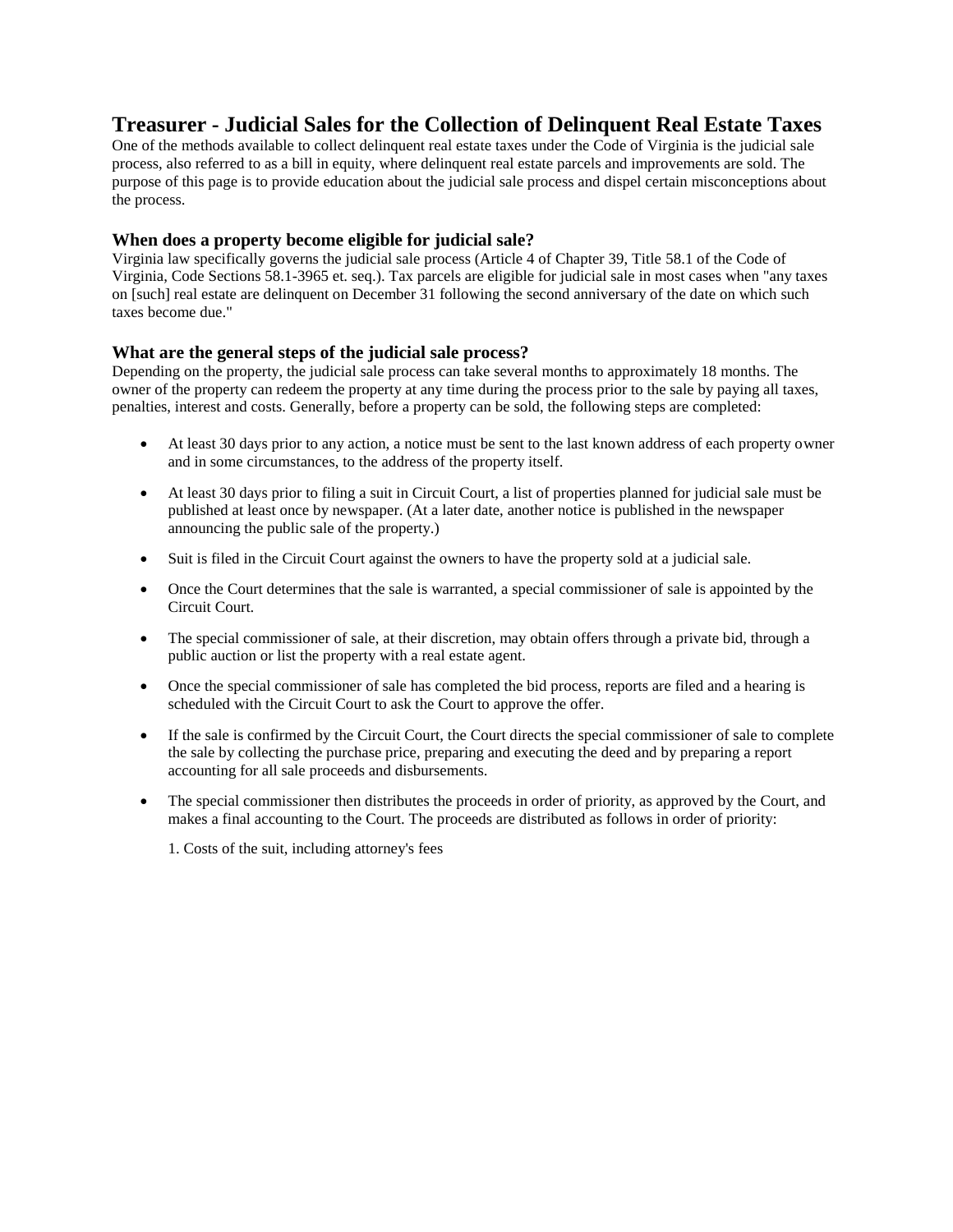# Treasurer - Judicial Sales for the Collection of Delinquent Real Estate Taxes

One of the methods available to collect delinquent real estate taxes under the Code of Virginia is the judicial sale process, also referred to as a bill in equity, where delinquent real estate parcels and improvements are sold. The purpose of this page is to provide education about the judicial sale process and dispel certain misconceptions about the process.

### When does a property become eligible for judicial sale?

Virginia law specifically governs the judicial sale process (Article 4 of Chapter 39, Title 58.1 of the Code of Virginia, Code Sections 58.1-3965 et. seq.). Tax parcels are eligible for judicial sale in most cases when "any taxes on [such] real estate are delinquent on December 31 following the second anniversary of the date on which such taxes become due."

### What are the general steps of the judicial sale process?

Depending on the property, the judicial sale process can take several months to approximately 18 months. The owner of the property can redeem the property at any time during the process prior to the sale by paying all taxes, penalties, interest and costs. Generally, before a property can be sold, the following steps are completed:

- At least 30 days prior to any action, a notice must be sent to the last known address of each property owner and in some circumstances, to the address of the property itself.
- At least 30 days prior to filing a suit in Circuit Court, a list of properties planned for judicial sale must be published at least once by newspaper. (At a later date, another notice is published in the newspaper announcing the public sale of the property.)
- Suit is filed in the Circuit Court against the owners to have the property sold at a judicial sale.
- Once the Court determines that the sale is warranted, a special commissioner of sale is appointed by the Circuit Court.
- The special commissioner of sale, at their discretion, may obtain offers through a private bid, through a public auction or list the property with a real estate agent.
- Once the special commissioner of sale has completed the bid process, reports are filed and a hearing is scheduled with the Circuit Court to ask the Court to approve the offer.
- If the sale is confirmed by the Circuit Court, the Court directs the special commissioner of sale to complete the sale by collecting the purchase price, preparing and executing the deed and by preparing a report accounting for all sale proceeds and disbursements.
- The special commissioner then distributes the proceeds in order of priority, as approved by the Court, and makes a final accounting to the Court. The proceeds are distributed as follows in order of priority:

  1. Costs of the suit, including attorney's fees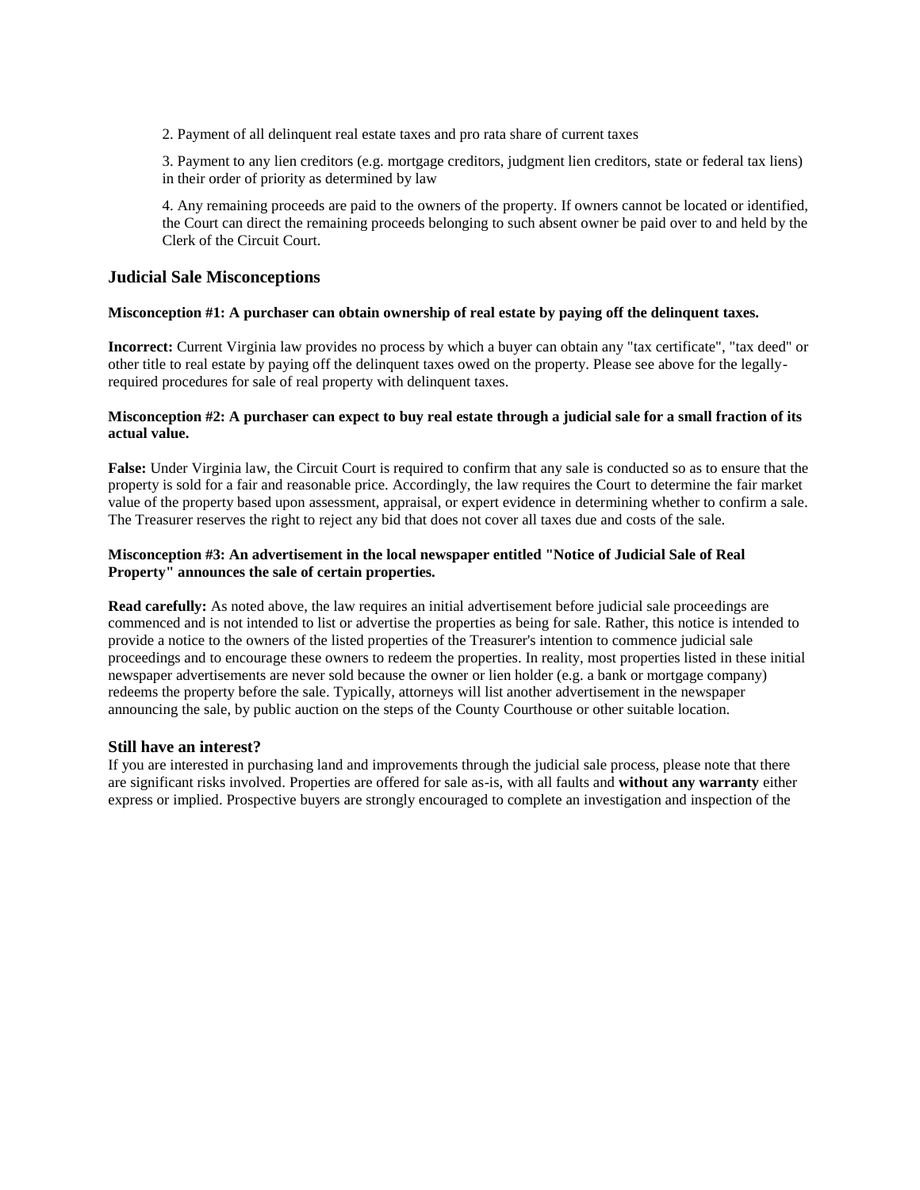2. Payment of all delinquent real estate taxes and pro rata share of current taxes

3. Payment to any lien creditors (e.g. mortgage creditors, judgment lien creditors, state or federal tax liens) in their order of priority as determined by law

4. Any remaining proceeds are paid to the owners of the property. If owners cannot be located or identified, the Court can direct the remaining proceeds belonging to such absent owner be paid over to and held by the Clerk of the Circuit Court.

### Judicial Sale Misconceptions

**Misconception #1: A purchaser can obtain ownership of real estate by paying off the delinquent taxes.**

**Incorrect:** Current Virginia law provides no process by which a buyer can obtain any "tax certificate", "tax deed" or other title to real estate by paying off the delinquent taxes owed on the property. Please see above for the legally-required procedures for sale of real property with delinquent taxes.

**Misconception #2: A purchaser can expect to buy real estate through a judicial sale for a small fraction of its actual value.**

**False:** Under Virginia law, the Circuit Court is required to confirm that any sale is conducted so as to ensure that the property is sold for a fair and reasonable price. Accordingly, the law requires the Court to determine the fair market value of the property based upon assessment, appraisal, or expert evidence in determining whether to confirm a sale. The Treasurer reserves the right to reject any bid that does not cover all taxes due and costs of the sale.

**Misconception #3: An advertisement in the local newspaper entitled "Notice of Judicial Sale of Real Property" announces the sale of certain properties.**

**Read carefully:** As noted above, the law requires an initial advertisement before judicial sale proceedings are commenced and is not intended to list or advertise the properties as being for sale. Rather, this notice is intended to provide a notice to the owners of the listed properties of the Treasurer's intention to commence judicial sale proceedings and to encourage these owners to redeem the properties. In reality, most properties listed in these initial newspaper advertisements are never sold because the owner or lien holder (e.g. a bank or mortgage company) redeems the property before the sale. Typically, attorneys will list another advertisement in the newspaper announcing the sale, by public auction on the steps of the County Courthouse or other suitable location.

### Still have an interest?

If you are interested in purchasing land and improvements through the judicial sale process, please note that there are significant risks involved. Properties are offered for sale as-is, with all faults and **without any warranty** either express or implied. Prospective buyers are strongly encouraged to complete an investigation and inspection of the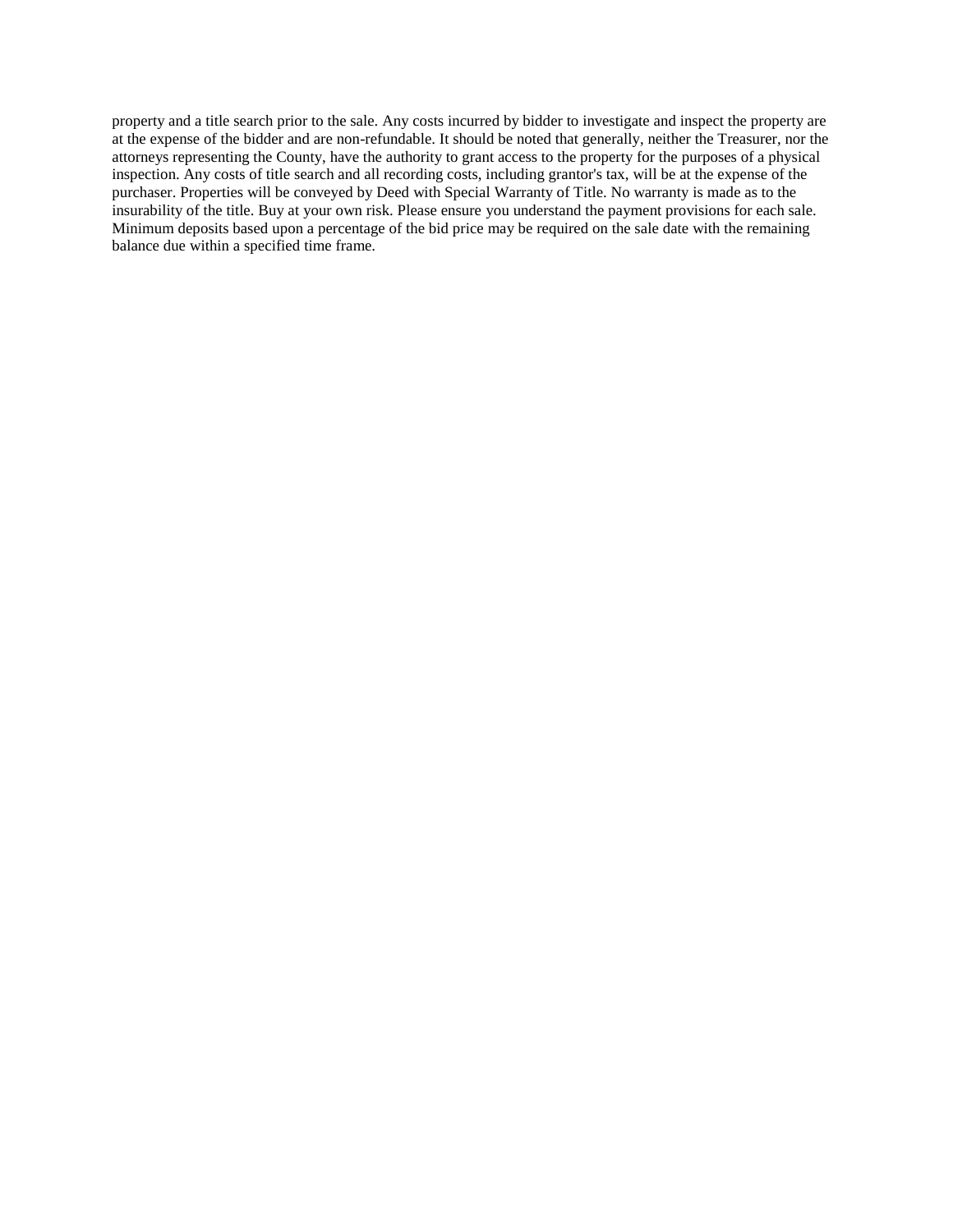property and a title search prior to the sale. Any costs incurred by bidder to investigate and inspect the property are at the expense of the bidder and are non-refundable. It should be noted that generally, neither the Treasurer, nor the attorneys representing the County, have the authority to grant access to the property for the purposes of a physical inspection. Any costs of title search and all recording costs, including grantor's tax, will be at the expense of the purchaser. Properties will be conveyed by Deed with Special Warranty of Title. No warranty is made as to the insurability of the title. Buy at your own risk. Please ensure you understand the payment provisions for each sale. Minimum deposits based upon a percentage of the bid price may be required on the sale date with the remaining balance due within a specified time frame.